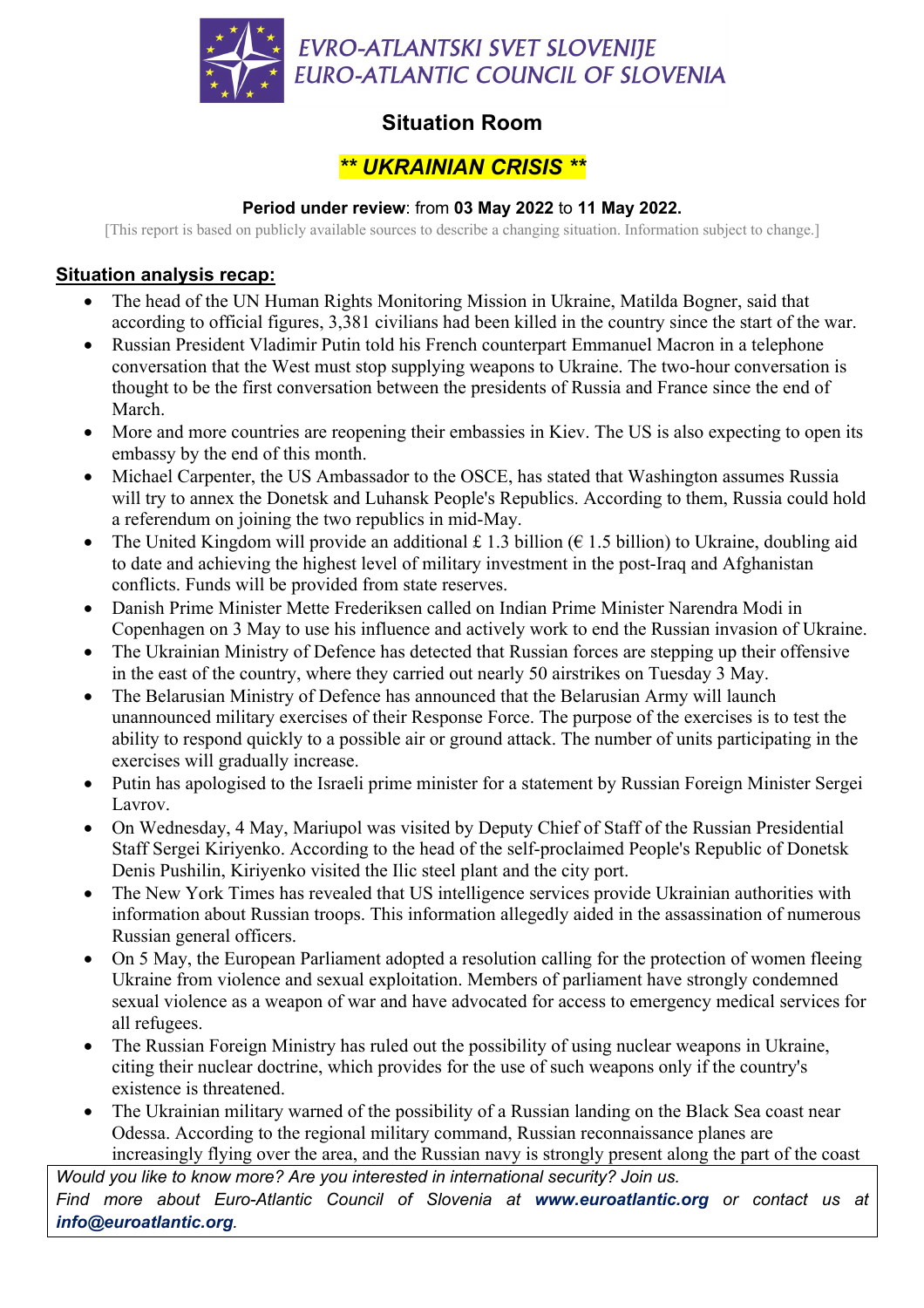EVRO-ATLANTSKI SVET SLOVENIJE
EURO-ATLANTIC COUNCIL OF SLOVENIA

# Situation Room

## *\*\* UKRAINIAN CRISIS \*\**

**Period under review**: from **03 May 2022** to **11 May 2022.**

[This report is based on publicly available sources to describe a changing situation. Information subject to change.]

### Situation analysis recap:

- The head of the UN Human Rights Monitoring Mission in Ukraine, Matilda Bogner, said that according to official figures, 3,381 civilians had been killed in the country since the start of the war.
- Russian President Vladimir Putin told his French counterpart Emmanuel Macron in a telephone conversation that the West must stop supplying weapons to Ukraine. The two-hour conversation is thought to be the first conversation between the presidents of Russia and France since the end of March.
- More and more countries are reopening their embassies in Kiev. The US is also expecting to open its embassy by the end of this month.
- Michael Carpenter, the US Ambassador to the OSCE, has stated that Washington assumes Russia will try to annex the Donetsk and Luhansk People's Republics. According to them, Russia could hold a referendum on joining the two republics in mid-May.
- The United Kingdom will provide an additional £ 1.3 billion (€ 1.5 billion) to Ukraine, doubling aid to date and achieving the highest level of military investment in the post-Iraq and Afghanistan conflicts. Funds will be provided from state reserves.
- Danish Prime Minister Mette Frederiksen called on Indian Prime Minister Narendra Modi in Copenhagen on 3 May to use his influence and actively work to end the Russian invasion of Ukraine.
- The Ukrainian Ministry of Defence has detected that Russian forces are stepping up their offensive in the east of the country, where they carried out nearly 50 airstrikes on Tuesday 3 May.
- The Belarusian Ministry of Defence has announced that the Belarusian Army will launch unannounced military exercises of their Response Force. The purpose of the exercises is to test the ability to respond quickly to a possible air or ground attack. The number of units participating in the exercises will gradually increase.
- Putin has apologised to the Israeli prime minister for a statement by Russian Foreign Minister Sergei Lavrov.
- On Wednesday, 4 May, Mariupol was visited by Deputy Chief of Staff of the Russian Presidential Staff Sergei Kiriyenko. According to the head of the self-proclaimed People's Republic of Donetsk Denis Pushilin, Kiriyenko visited the Ilic steel plant and the city port.
- The New York Times has revealed that US intelligence services provide Ukrainian authorities with information about Russian troops. This information allegedly aided in the assassination of numerous Russian general officers.
- On 5 May, the European Parliament adopted a resolution calling for the protection of women fleeing Ukraine from violence and sexual exploitation. Members of parliament have strongly condemned sexual violence as a weapon of war and have advocated for access to emergency medical services for all refugees.
- The Russian Foreign Ministry has ruled out the possibility of using nuclear weapons in Ukraine, citing their nuclear doctrine, which provides for the use of such weapons only if the country's existence is threatened.
- The Ukrainian military warned of the possibility of a Russian landing on the Black Sea coast near Odessa. According to the regional military command, Russian reconnaissance planes are increasingly flying over the area, and the Russian navy is strongly present along the part of the coast

*Would you like to know more? Are you interested in international security? Join us.*
*Find more about Euro-Atlantic Council of Slovenia at **www.euroatlantic.org** or contact us at **info@euroatlantic.org**.*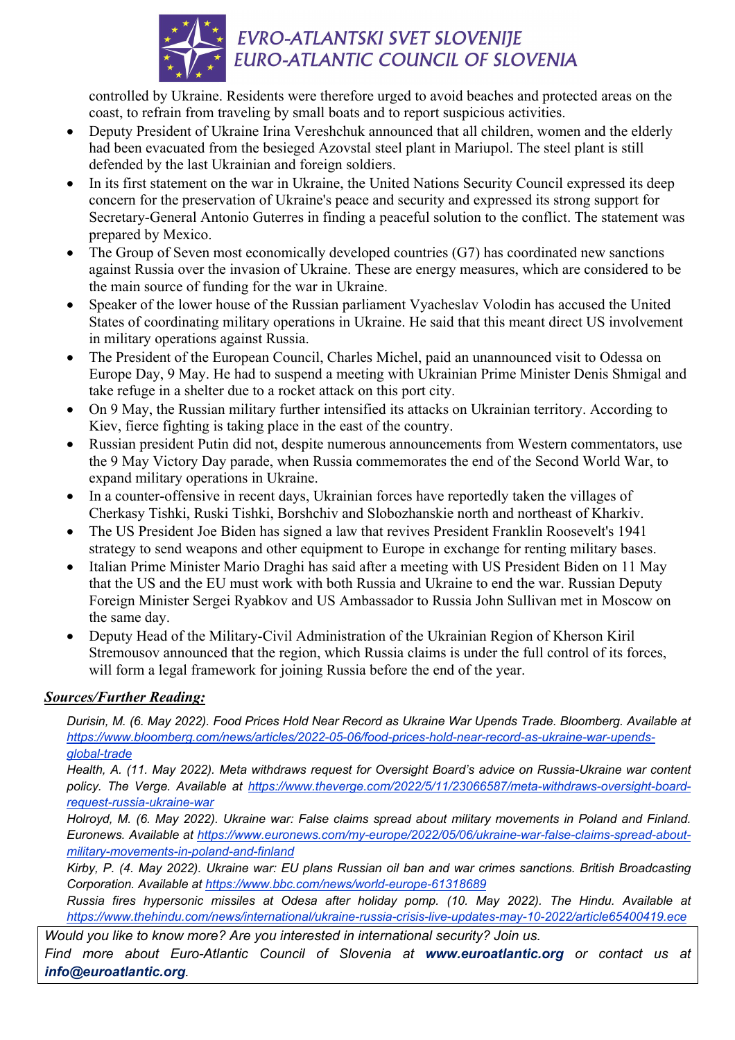controlled by Ukraine. Residents were therefore urged to avoid beaches and protected areas on the coast, to refrain from traveling by small boats and to report suspicious activities.

- Deputy President of Ukraine Irina Vereshchuk announced that all children, women and the elderly had been evacuated from the besieged Azovstal steel plant in Mariupol. The steel plant is still defended by the last Ukrainian and foreign soldiers.
- In its first statement on the war in Ukraine, the United Nations Security Council expressed its deep concern for the preservation of Ukraine's peace and security and expressed its strong support for Secretary-General Antonio Guterres in finding a peaceful solution to the conflict. The statement was prepared by Mexico.
- The Group of Seven most economically developed countries (G7) has coordinated new sanctions against Russia over the invasion of Ukraine. These are energy measures, which are considered to be the main source of funding for the war in Ukraine.
- Speaker of the lower house of the Russian parliament Vyacheslav Volodin has accused the United States of coordinating military operations in Ukraine. He said that this meant direct US involvement in military operations against Russia.
- The President of the European Council, Charles Michel, paid an unannounced visit to Odessa on Europe Day, 9 May. He had to suspend a meeting with Ukrainian Prime Minister Denis Shmigal and take refuge in a shelter due to a rocket attack on this port city.
- On 9 May, the Russian military further intensified its attacks on Ukrainian territory. According to Kiev, fierce fighting is taking place in the east of the country.
- Russian president Putin did not, despite numerous announcements from Western commentators, use the 9 May Victory Day parade, when Russia commemorates the end of the Second World War, to expand military operations in Ukraine.
- In a counter-offensive in recent days, Ukrainian forces have reportedly taken the villages of Cherkasy Tishki, Ruski Tishki, Borshchiv and Slobozhanskie north and northeast of Kharkiv.
- The US President Joe Biden has signed a law that revives President Franklin Roosevelt's 1941 strategy to send weapons and other equipment to Europe in exchange for renting military bases.
- Italian Prime Minister Mario Draghi has said after a meeting with US President Biden on 11 May that the US and the EU must work with both Russia and Ukraine to end the war. Russian Deputy Foreign Minister Sergei Ryabkov and US Ambassador to Russia John Sullivan met in Moscow on the same day.
- Deputy Head of the Military-Civil Administration of the Ukrainian Region of Kherson Kiril Stremousov announced that the region, which Russia claims is under the full control of its forces, will form a legal framework for joining Russia before the end of the year.

***Sources/Further Reading:***

*Durisin, M. (6. May 2022). Food Prices Hold Near Record as Ukraine War Upends Trade. Bloomberg. Available at https://www.bloomberg.com/news/articles/2022-05-06/food-prices-hold-near-record-as-ukraine-war-upends-global-trade*

*Health, A. (11. May 2022). Meta withdraws request for Oversight Board's advice on Russia-Ukraine war content policy. The Verge. Available at https://www.theverge.com/2022/5/11/23066587/meta-withdraws-oversight-board-request-russia-ukraine-war*

*Holroyd, M. (6. May 2022). Ukraine war: False claims spread about military movements in Poland and Finland. Euronews. Available at https://www.euronews.com/my-europe/2022/05/06/ukraine-war-false-claims-spread-about-military-movements-in-poland-and-finland*

*Kirby, P. (4. May 2022). Ukraine war: EU plans Russian oil ban and war crimes sanctions. British Broadcasting Corporation. Available at https://www.bbc.com/news/world-europe-61318689*

*Russia fires hypersonic missiles at Odesa after holiday pomp. (10. May 2022). The Hindu. Available at https://www.thehindu.com/news/international/ukraine-russia-crisis-live-updates-may-10-2022/article65400419.ece*

*Would you like to know more? Are you interested in international security? Join us.*
*Find more about Euro-Atlantic Council of Slovenia at **www.euroatlantic.org** or contact us at **info@euroatlantic.org**.*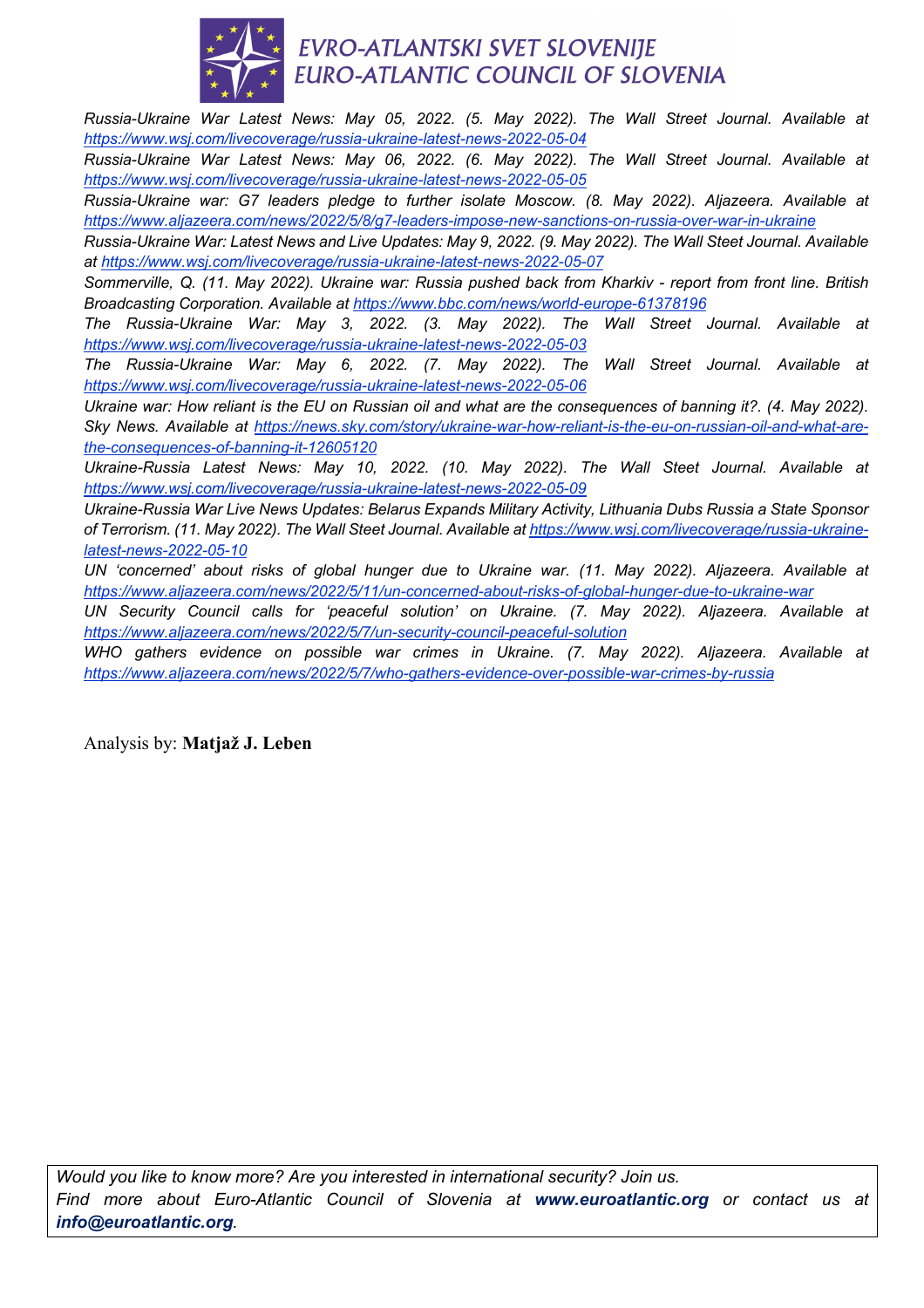*Russia-Ukraine War Latest News: May 05, 2022. (5. May 2022). The Wall Street Journal. Available at https://www.wsj.com/livecoverage/russia-ukraine-latest-news-2022-05-04*

*Russia-Ukraine War Latest News: May 06, 2022. (6. May 2022). The Wall Street Journal. Available at https://www.wsj.com/livecoverage/russia-ukraine-latest-news-2022-05-05*

*Russia-Ukraine war: G7 leaders pledge to further isolate Moscow. (8. May 2022). Aljazeera. Available at https://www.aljazeera.com/news/2022/5/8/g7-leaders-impose-new-sanctions-on-russia-over-war-in-ukraine*

*Russia-Ukraine War: Latest News and Live Updates: May 9, 2022. (9. May 2022). The Wall Steet Journal. Available at https://www.wsj.com/livecoverage/russia-ukraine-latest-news-2022-05-07*

*Sommerville, Q. (11. May 2022). Ukraine war: Russia pushed back from Kharkiv - report from front line. British Broadcasting Corporation. Available at https://www.bbc.com/news/world-europe-61378196*

*The Russia-Ukraine War: May 3, 2022. (3. May 2022). The Wall Street Journal. Available at https://www.wsj.com/livecoverage/russia-ukraine-latest-news-2022-05-03*

*The Russia-Ukraine War: May 6, 2022. (7. May 2022). The Wall Street Journal. Available at https://www.wsj.com/livecoverage/russia-ukraine-latest-news-2022-05-06*

*Ukraine war: How reliant is the EU on Russian oil and what are the consequences of banning it?. (4. May 2022). Sky News. Available at https://news.sky.com/story/ukraine-war-how-reliant-is-the-eu-on-russian-oil-and-what-are-the-consequences-of-banning-it-12605120*

*Ukraine-Russia Latest News: May 10, 2022. (10. May 2022). The Wall Steet Journal. Available at https://www.wsj.com/livecoverage/russia-ukraine-latest-news-2022-05-09*

*Ukraine-Russia War Live News Updates: Belarus Expands Military Activity, Lithuania Dubs Russia a State Sponsor of Terrorism. (11. May 2022). The Wall Steet Journal. Available at https://www.wsj.com/livecoverage/russia-ukraine-latest-news-2022-05-10*

*UN 'concerned' about risks of global hunger due to Ukraine war. (11. May 2022). Aljazeera. Available at https://www.aljazeera.com/news/2022/5/11/un-concerned-about-risks-of-global-hunger-due-to-ukraine-war*

*UN Security Council calls for 'peaceful solution' on Ukraine. (7. May 2022). Aljazeera. Available at https://www.aljazeera.com/news/2022/5/7/un-security-council-peaceful-solution*

*WHO gathers evidence on possible war crimes in Ukraine. (7. May 2022). Aljazeera. Available at https://www.aljazeera.com/news/2022/5/7/who-gathers-evidence-over-possible-war-crimes-by-russia*

Analysis by: **Matjaž J. Leben**

*Would you like to know more? Are you interested in international security? Join us.*
*Find more about Euro-Atlantic Council of Slovenia at **www.euroatlantic.org** or contact us at **info@euroatlantic.org**.*